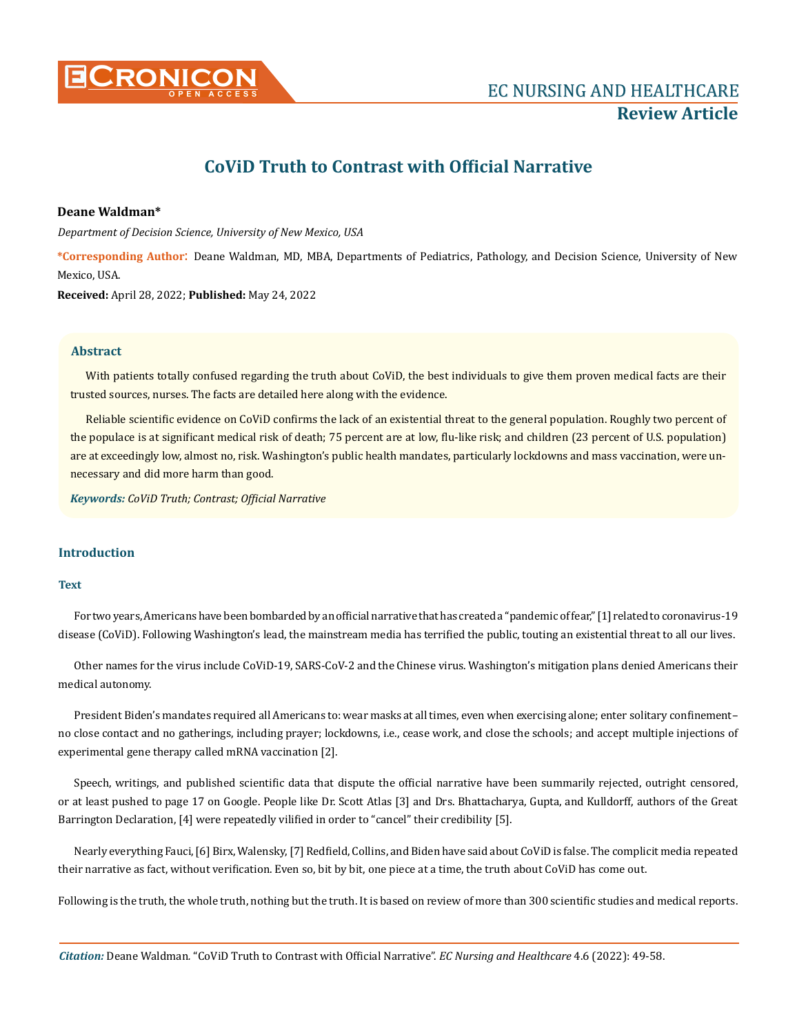EC NURSING AND HEALTHCARE

**Review Article**

# CoViD Truth to Contrast with Official Narrative

**Deane Waldman***

*Department of Decision Science, University of New Mexico, USA*

***Corresponding Author**: Deane Waldman, MD, MBA, Departments of Pediatrics, Pathology, and Decision Science, University of New Mexico, USA.

**Received:** April 28, 2022; **Published:** May 24, 2022

## Abstract

With patients totally confused regarding the truth about CoViD, the best individuals to give them proven medical facts are their trusted sources, nurses. The facts are detailed here along with the evidence.

Reliable scientific evidence on CoViD confirms the lack of an existential threat to the general population. Roughly two percent of the populace is at significant medical risk of death; 75 percent are at low, flu-like risk; and children (23 percent of U.S. population) are at exceedingly low, almost no, risk. Washington's public health mandates, particularly lockdowns and mass vaccination, were unnecessary and did more harm than good.

***Keywords:*** *CoViD Truth; Contrast; Official Narrative*

## Introduction

### Text

For two years, Americans have been bombarded by an official narrative that has created a "pandemic of fear," [1] related to coronavirus-19 disease (CoViD). Following Washington's lead, the mainstream media has terrified the public, touting an existential threat to all our lives.

Other names for the virus include CoViD-19, SARS-CoV-2 and the Chinese virus. Washington's mitigation plans denied Americans their medical autonomy.

President Biden's mandates required all Americans to: wear masks at all times, even when exercising alone; enter solitary confinement–no close contact and no gatherings, including prayer; lockdowns, i.e., cease work, and close the schools; and accept multiple injections of experimental gene therapy called mRNA vaccination [2].

Speech, writings, and published scientific data that dispute the official narrative have been summarily rejected, outright censored, or at least pushed to page 17 on Google. People like Dr. Scott Atlas [3] and Drs. Bhattacharya, Gupta, and Kulldorff, authors of the Great Barrington Declaration, [4] were repeatedly vilified in order to "cancel" their credibility [5].

Nearly everything Fauci, [6] Birx, Walensky, [7] Redfield, Collins, and Biden have said about CoViD is false. The complicit media repeated their narrative as fact, without verification. Even so, bit by bit, one piece at a time, the truth about CoViD has come out.

Following is the truth, the whole truth, nothing but the truth. It is based on review of more than 300 scientific studies and medical reports.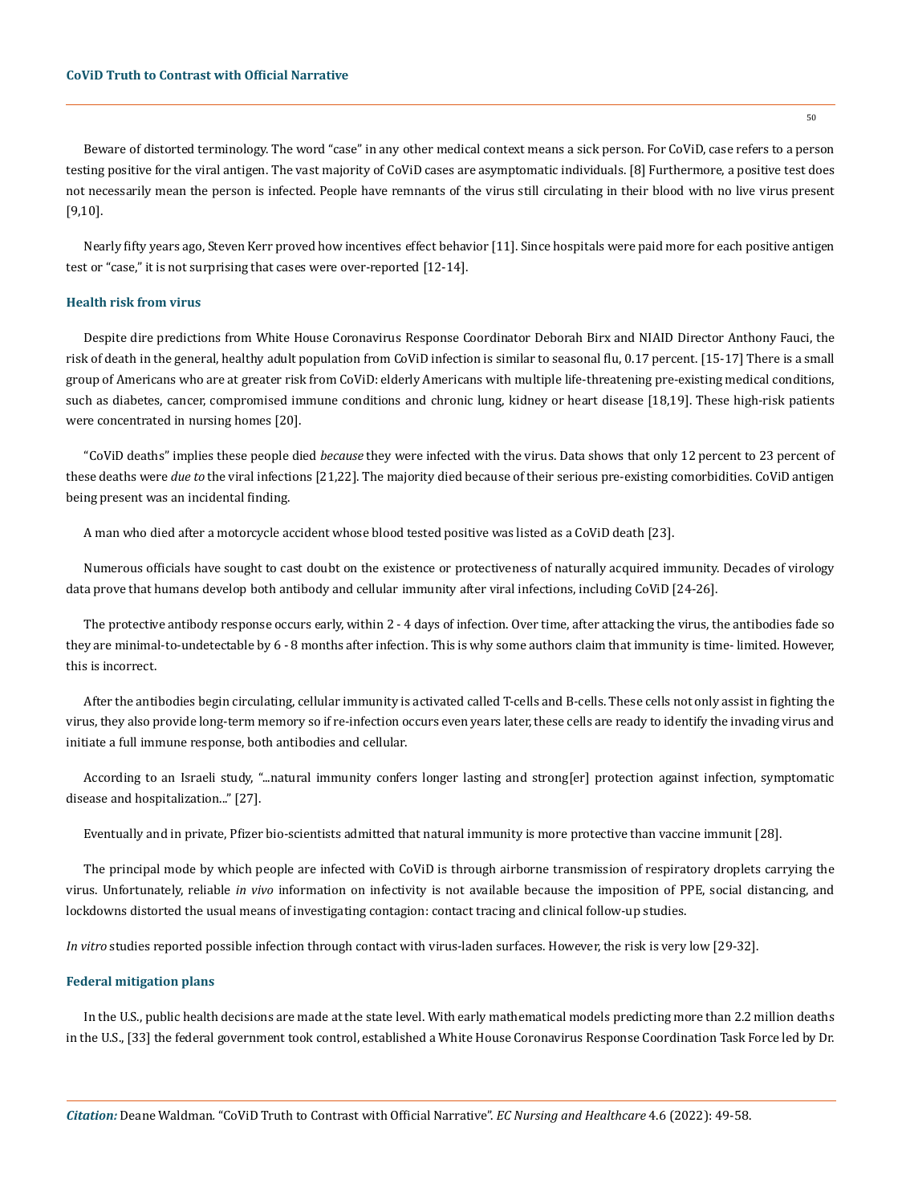Beware of distorted terminology. The word "case" in any other medical context means a sick person. For CoViD, case refers to a person testing positive for the viral antigen. The vast majority of CoViD cases are asymptomatic individuals. [8] Furthermore, a positive test does not necessarily mean the person is infected. People have remnants of the virus still circulating in their blood with no live virus present [9,10].

Nearly fifty years ago, Steven Kerr proved how incentives effect behavior [11]. Since hospitals were paid more for each positive antigen test or "case," it is not surprising that cases were over-reported [12-14].

### Health risk from virus

Despite dire predictions from White House Coronavirus Response Coordinator Deborah Birx and NIAID Director Anthony Fauci, the risk of death in the general, healthy adult population from CoViD infection is similar to seasonal flu, 0.17 percent. [15-17] There is a small group of Americans who are at greater risk from CoViD: elderly Americans with multiple life-threatening pre-existing medical conditions, such as diabetes, cancer, compromised immune conditions and chronic lung, kidney or heart disease [18,19]. These high-risk patients were concentrated in nursing homes [20].

"CoViD deaths" implies these people died *because* they were infected with the virus. Data shows that only 12 percent to 23 percent of these deaths were *due to* the viral infections [21,22]. The majority died because of their serious pre-existing comorbidities. CoViD antigen being present was an incidental finding.

A man who died after a motorcycle accident whose blood tested positive was listed as a CoViD death [23].

Numerous officials have sought to cast doubt on the existence or protectiveness of naturally acquired immunity. Decades of virology data prove that humans develop both antibody and cellular immunity after viral infections, including CoViD [24-26].

The protective antibody response occurs early, within 2 - 4 days of infection. Over time, after attacking the virus, the antibodies fade so they are minimal-to-undetectable by 6 - 8 months after infection. This is why some authors claim that immunity is time- limited. However, this is incorrect.

After the antibodies begin circulating, cellular immunity is activated called T-cells and B-cells. These cells not only assist in fighting the virus, they also provide long-term memory so if re-infection occurs even years later, these cells are ready to identify the invading virus and initiate a full immune response, both antibodies and cellular.

According to an Israeli study, "...natural immunity confers longer lasting and strong[er] protection against infection, symptomatic disease and hospitalization..." [27].

Eventually and in private, Pfizer bio-scientists admitted that natural immunity is more protective than vaccine immunit [28].

The principal mode by which people are infected with CoViD is through airborne transmission of respiratory droplets carrying the virus. Unfortunately, reliable *in vivo* information on infectivity is not available because the imposition of PPE, social distancing, and lockdowns distorted the usual means of investigating contagion: contact tracing and clinical follow-up studies.

*In vitro* studies reported possible infection through contact with virus-laden surfaces. However, the risk is very low [29-32].

### Federal mitigation plans

In the U.S., public health decisions are made at the state level. With early mathematical models predicting more than 2.2 million deaths in the U.S., [33] the federal government took control, established a White House Coronavirus Response Coordination Task Force led by Dr.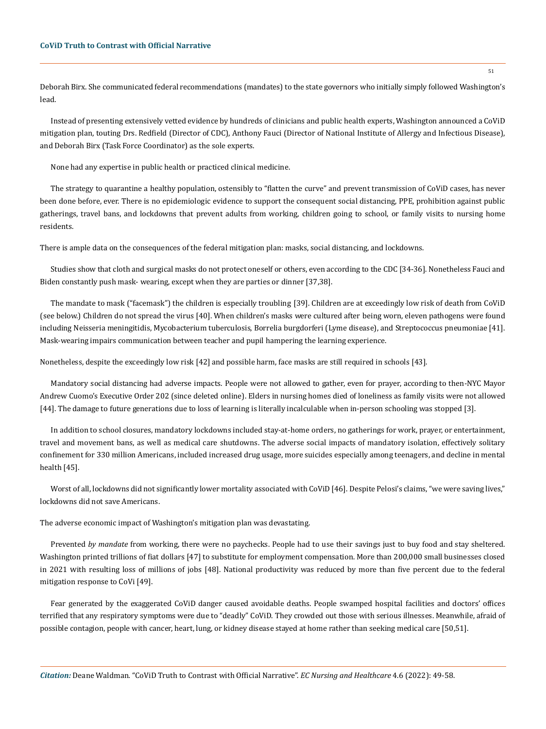Deborah Birx. She communicated federal recommendations (mandates) to the state governors who initially simply followed Washington's lead.

Instead of presenting extensively vetted evidence by hundreds of clinicians and public health experts, Washington announced a CoViD mitigation plan, touting Drs. Redfield (Director of CDC), Anthony Fauci (Director of National Institute of Allergy and Infectious Disease), and Deborah Birx (Task Force Coordinator) as the sole experts.

None had any expertise in public health or practiced clinical medicine.

The strategy to quarantine a healthy population, ostensibly to "flatten the curve" and prevent transmission of CoViD cases, has never been done before, ever. There is no epidemiologic evidence to support the consequent social distancing, PPE, prohibition against public gatherings, travel bans, and lockdowns that prevent adults from working, children going to school, or family visits to nursing home residents.

There is ample data on the consequences of the federal mitigation plan: masks, social distancing, and lockdowns.

Studies show that cloth and surgical masks do not protect oneself or others, even according to the CDC [34-36]. Nonetheless Fauci and Biden constantly push mask- wearing, except when they are parties or dinner [37,38].

The mandate to mask ("facemask") the children is especially troubling [39]. Children are at exceedingly low risk of death from CoViD (see below.) Children do not spread the virus [40]. When children's masks were cultured after being worn, eleven pathogens were found including Neisseria meningitidis, Mycobacterium tuberculosis, Borrelia burgdorferi (Lyme disease), and Streptococcus pneumoniae [41]. Mask-wearing impairs communication between teacher and pupil hampering the learning experience.

Nonetheless, despite the exceedingly low risk [42] and possible harm, face masks are still required in schools [43].

Mandatory social distancing had adverse impacts. People were not allowed to gather, even for prayer, according to then-NYC Mayor Andrew Cuomo's Executive Order 202 (since deleted online). Elders in nursing homes died of loneliness as family visits were not allowed [44]. The damage to future generations due to loss of learning is literally incalculable when in-person schooling was stopped [3].

In addition to school closures, mandatory lockdowns included stay-at-home orders, no gatherings for work, prayer, or entertainment, travel and movement bans, as well as medical care shutdowns. The adverse social impacts of mandatory isolation, effectively solitary confinement for 330 million Americans, included increased drug usage, more suicides especially among teenagers, and decline in mental health [45].

Worst of all, lockdowns did not significantly lower mortality associated with CoViD [46]. Despite Pelosi's claims, "we were saving lives," lockdowns did not save Americans.

The adverse economic impact of Washington's mitigation plan was devastating.

Prevented *by mandate* from working, there were no paychecks. People had to use their savings just to buy food and stay sheltered. Washington printed trillions of fiat dollars [47] to substitute for employment compensation. More than 200,000 small businesses closed in 2021 with resulting loss of millions of jobs [48]. National productivity was reduced by more than five percent due to the federal mitigation response to CoVi [49].

Fear generated by the exaggerated CoViD danger caused avoidable deaths. People swamped hospital facilities and doctors' offices terrified that any respiratory symptoms were due to "deadly" CoViD. They crowded out those with serious illnesses. Meanwhile, afraid of possible contagion, people with cancer, heart, lung, or kidney disease stayed at home rather than seeking medical care [50,51].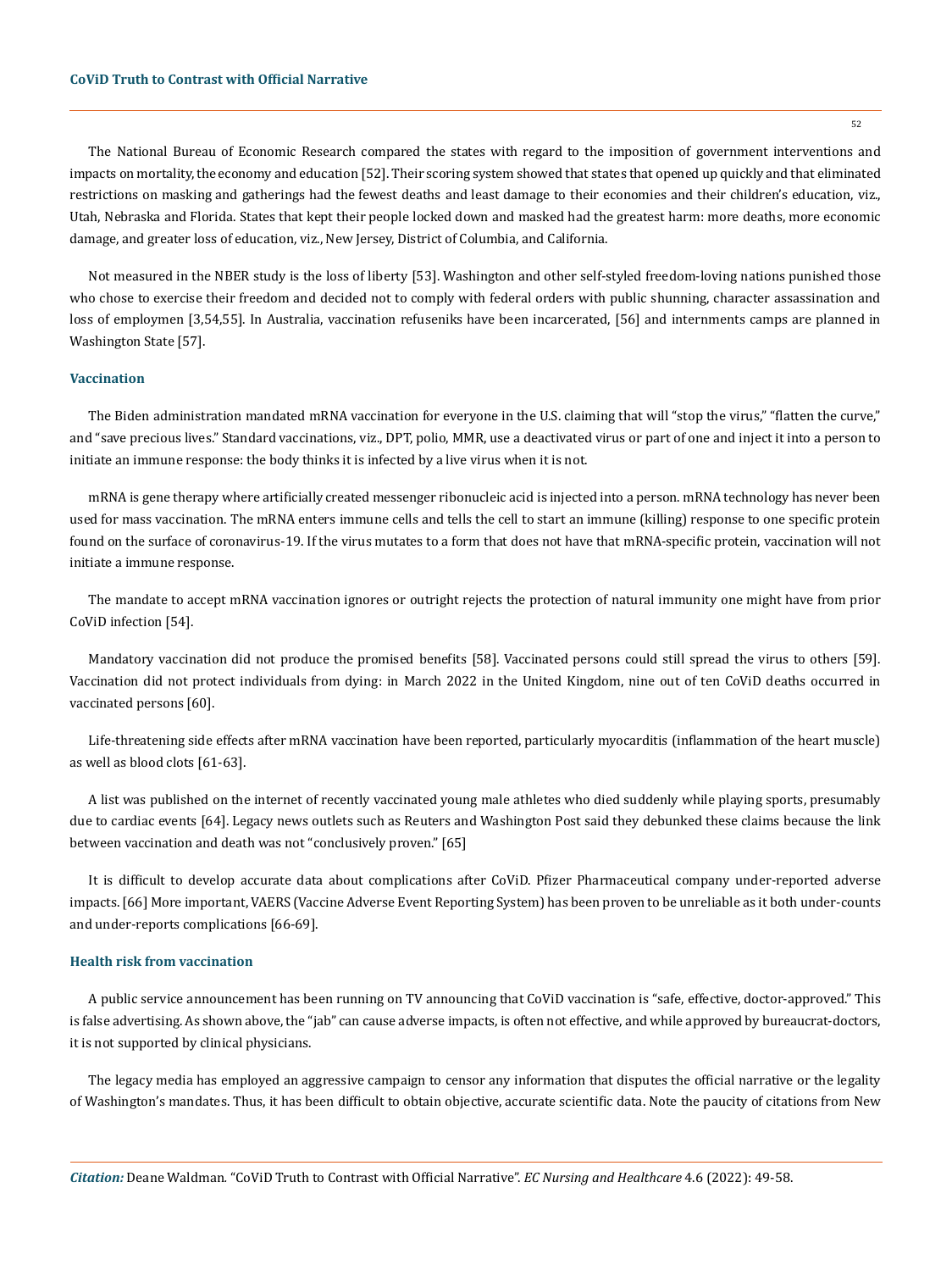The National Bureau of Economic Research compared the states with regard to the imposition of government interventions and impacts on mortality, the economy and education [52]. Their scoring system showed that states that opened up quickly and that eliminated restrictions on masking and gatherings had the fewest deaths and least damage to their economies and their children's education, viz., Utah, Nebraska and Florida. States that kept their people locked down and masked had the greatest harm: more deaths, more economic damage, and greater loss of education, viz., New Jersey, District of Columbia, and California.

Not measured in the NBER study is the loss of liberty [53]. Washington and other self-styled freedom-loving nations punished those who chose to exercise their freedom and decided not to comply with federal orders with public shunning, character assassination and loss of employmen [3,54,55]. In Australia, vaccination refuseniks have been incarcerated, [56] and internments camps are planned in Washington State [57].

### Vaccination

The Biden administration mandated mRNA vaccination for everyone in the U.S. claiming that will "stop the virus," "flatten the curve," and "save precious lives." Standard vaccinations, viz., DPT, polio, MMR, use a deactivated virus or part of one and inject it into a person to initiate an immune response: the body thinks it is infected by a live virus when it is not.

mRNA is gene therapy where artificially created messenger ribonucleic acid is injected into a person. mRNA technology has never been used for mass vaccination. The mRNA enters immune cells and tells the cell to start an immune (killing) response to one specific protein found on the surface of coronavirus-19. If the virus mutates to a form that does not have that mRNA-specific protein, vaccination will not initiate a immune response.

The mandate to accept mRNA vaccination ignores or outright rejects the protection of natural immunity one might have from prior CoViD infection [54].

Mandatory vaccination did not produce the promised benefits [58]. Vaccinated persons could still spread the virus to others [59]. Vaccination did not protect individuals from dying: in March 2022 in the United Kingdom, nine out of ten CoViD deaths occurred in vaccinated persons [60].

Life-threatening side effects after mRNA vaccination have been reported, particularly myocarditis (inflammation of the heart muscle) as well as blood clots [61-63].

A list was published on the internet of recently vaccinated young male athletes who died suddenly while playing sports, presumably due to cardiac events [64]. Legacy news outlets such as Reuters and Washington Post said they debunked these claims because the link between vaccination and death was not "conclusively proven." [65]

It is difficult to develop accurate data about complications after CoViD. Pfizer Pharmaceutical company under-reported adverse impacts. [66] More important, VAERS (Vaccine Adverse Event Reporting System) has been proven to be unreliable as it both under-counts and under-reports complications [66-69].

### Health risk from vaccination

A public service announcement has been running on TV announcing that CoViD vaccination is "safe, effective, doctor-approved." This is false advertising. As shown above, the "jab" can cause adverse impacts, is often not effective, and while approved by bureaucrat-doctors, it is not supported by clinical physicians.

The legacy media has employed an aggressive campaign to censor any information that disputes the official narrative or the legality of Washington's mandates. Thus, it has been difficult to obtain objective, accurate scientific data. Note the paucity of citations from New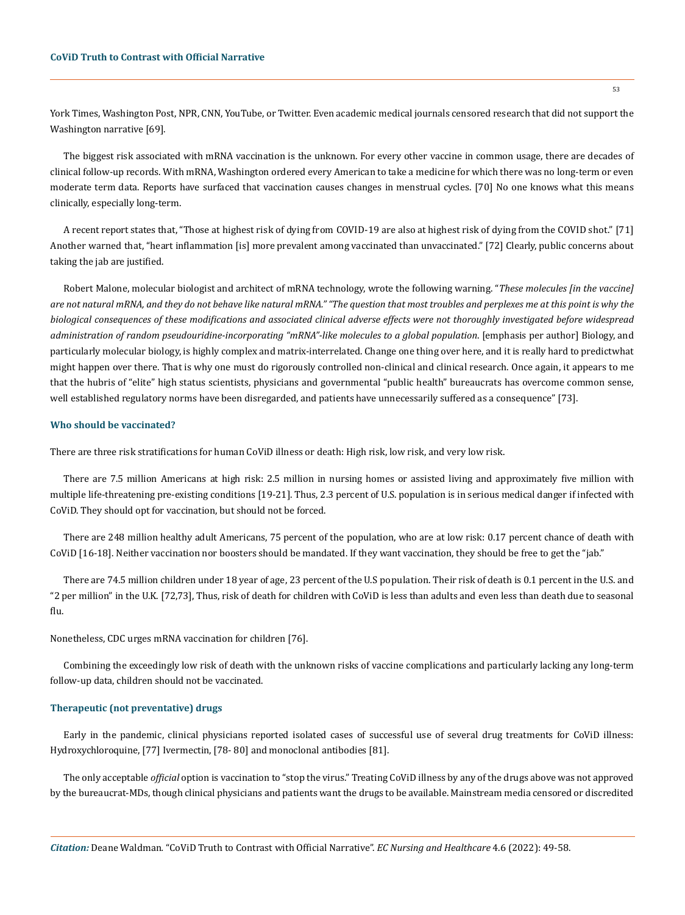York Times, Washington Post, NPR, CNN, YouTube, or Twitter. Even academic medical journals censored research that did not support the Washington narrative [69].

The biggest risk associated with mRNA vaccination is the unknown. For every other vaccine in common usage, there are decades of clinical follow-up records. With mRNA, Washington ordered every American to take a medicine for which there was no long-term or even moderate term data. Reports have surfaced that vaccination causes changes in menstrual cycles. [70] No one knows what this means clinically, especially long-term.

A recent report states that, "Those at highest risk of dying from COVID-19 are also at highest risk of dying from the COVID shot." [71] Another warned that, "heart inflammation [is] more prevalent among vaccinated than unvaccinated." [72] Clearly, public concerns about taking the jab are justified.

Robert Malone, molecular biologist and architect of mRNA technology, wrote the following warning. "*These molecules [in the vaccine] are not natural mRNA, and they do not behave like natural mRNA." "The question that most troubles and perplexes me at this point is why the biological consequences of these modifications and associated clinical adverse effects were not thoroughly investigated before widespread administration of random pseudouridine-incorporating "mRNA"-like molecules to a global population.* [emphasis per author] Biology, and particularly molecular biology, is highly complex and matrix-interrelated. Change one thing over here, and it is really hard to predictwhat might happen over there. That is why one must do rigorously controlled non-clinical and clinical research. Once again, it appears to me that the hubris of "elite" high status scientists, physicians and governmental "public health" bureaucrats has overcome common sense, well established regulatory norms have been disregarded, and patients have unnecessarily suffered as a consequence" [73].

### Who should be vaccinated?

There are three risk stratifications for human CoViD illness or death: High risk, low risk, and very low risk.

There are 7.5 million Americans at high risk: 2.5 million in nursing homes or assisted living and approximately five million with multiple life-threatening pre-existing conditions [19-21]. Thus, 2.3 percent of U.S. population is in serious medical danger if infected with CoViD. They should opt for vaccination, but should not be forced.

There are 248 million healthy adult Americans, 75 percent of the population, who are at low risk: 0.17 percent chance of death with CoViD [16-18]. Neither vaccination nor boosters should be mandated. If they want vaccination, they should be free to get the "jab."

There are 74.5 million children under 18 year of age, 23 percent of the U.S population. Their risk of death is 0.1 percent in the U.S. and "2 per million" in the U.K. [72,73], Thus, risk of death for children with CoViD is less than adults and even less than death due to seasonal flu.

Nonetheless, CDC urges mRNA vaccination for children [76].

Combining the exceedingly low risk of death with the unknown risks of vaccine complications and particularly lacking any long-term follow-up data, children should not be vaccinated.

### Therapeutic (not preventative) drugs

Early in the pandemic, clinical physicians reported isolated cases of successful use of several drug treatments for CoViD illness: Hydroxychloroquine, [77] Ivermectin, [78- 80] and monoclonal antibodies [81].

The only acceptable *official* option is vaccination to "stop the virus." Treating CoViD illness by any of the drugs above was not approved by the bureaucrat-MDs, though clinical physicians and patients want the drugs to be available. Mainstream media censored or discredited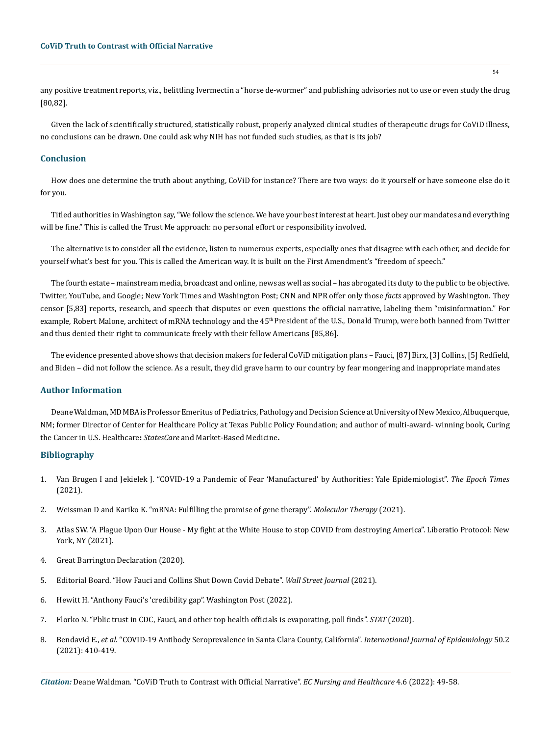any positive treatment reports, viz., belittling Ivermectin a "horse de-wormer" and publishing advisories not to use or even study the drug [80,82].

Given the lack of scientifically structured, statistically robust, properly analyzed clinical studies of therapeutic drugs for CoViD illness, no conclusions can be drawn. One could ask why NIH has not funded such studies, as that is its job?

## Conclusion

How does one determine the truth about anything, CoViD for instance? There are two ways: do it yourself or have someone else do it for you.

Titled authorities in Washington say, "We follow the science. We have your best interest at heart. Just obey our mandates and everything will be fine." This is called the Trust Me approach: no personal effort or responsibility involved.

The alternative is to consider all the evidence, listen to numerous experts, especially ones that disagree with each other, and decide for yourself what's best for you. This is called the American way. It is built on the First Amendment's "freedom of speech."

The fourth estate – mainstream media, broadcast and online, news as well as social – has abrogated its duty to the public to be objective. Twitter, YouTube, and Google; New York Times and Washington Post; CNN and NPR offer only those *facts* approved by Washington. They censor [5,83] reports, research, and speech that disputes or even questions the official narrative, labeling them "misinformation." For example, Robert Malone, architect of mRNA technology and the 45th President of the U.S., Donald Trump, were both banned from Twitter and thus denied their right to communicate freely with their fellow Americans [85,86].

The evidence presented above shows that decision makers for federal CoViD mitigation plans – Fauci, [87] Birx, [3] Collins, [5] Redfield, and Biden – did not follow the science. As a result, they did grave harm to our country by fear mongering and inappropriate mandates

## Author Information

Deane Waldman, MD MBA is Professor Emeritus of Pediatrics, Pathology and Decision Science at University of New Mexico, Albuquerque, NM; former Director of Center for Healthcare Policy at Texas Public Policy Foundation; and author of multi-award- winning book, Curing the Cancer in U.S. Healthcare**:** *StatesCare* and Market-Based Medicine**.**

## Bibliography

1. Van Brugen I and Jekielek J. "COVID-19 a Pandemic of Fear 'Manufactured' by Authorities: Yale Epidemiologist". *The Epoch Times* (2021).
2. Weissman D and Kariko K. "mRNA: Fulfilling the promise of gene therapy". *Molecular Therapy* (2021).
3. Atlas SW. "A Plague Upon Our House - My fight at the White House to stop COVID from destroying America". Liberatio Protocol: New York, NY (2021).
4. Great Barrington Declaration (2020).
5. Editorial Board. "How Fauci and Collins Shut Down Covid Debate". *Wall Street Journal* (2021).
6. Hewitt H. "Anthony Fauci's 'credibility gap". Washington Post (2022).
7. Florko N. "Pblic trust in CDC, Fauci, and other top health officials is evaporating, poll finds". *STAT* (2020).
8. Bendavid E., *et al.* "COVID-19 Antibody Seroprevalence in Santa Clara County, California". *International Journal of Epidemiology* 50.2 (2021): 410-419.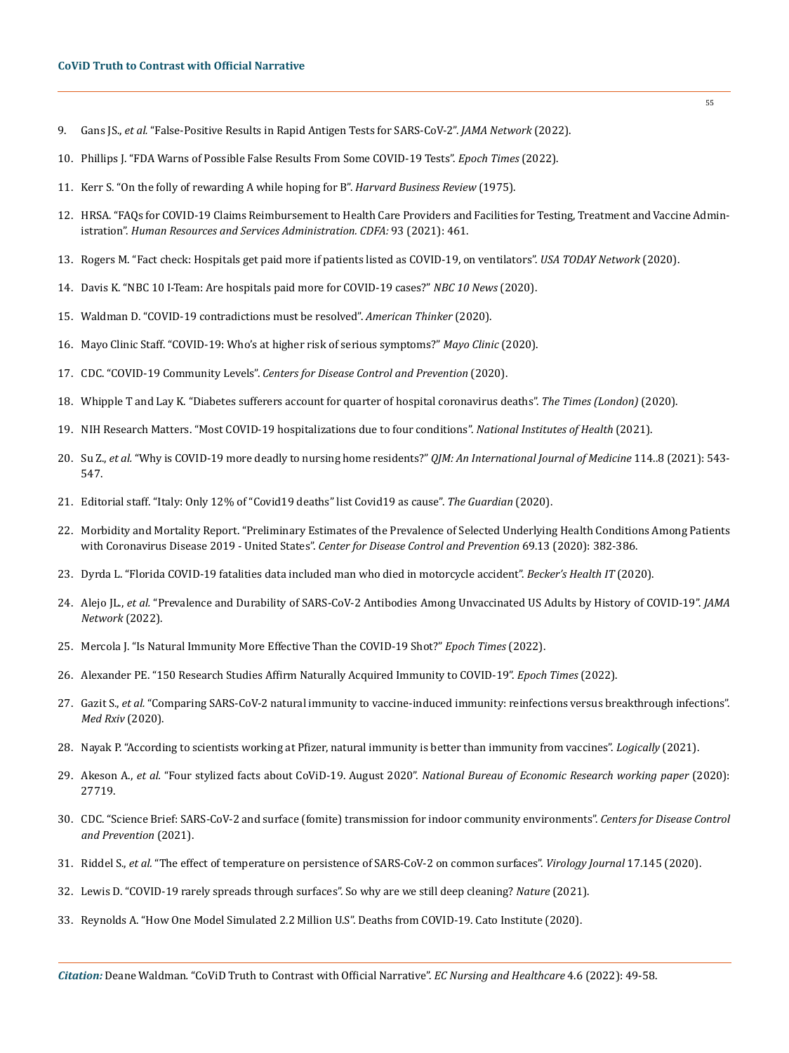9. Gans JS., *et al.* "False-Positive Results in Rapid Antigen Tests for SARS-CoV-2". *JAMA Network* (2022).
10. Phillips J. "FDA Warns of Possible False Results From Some COVID-19 Tests". *Epoch Times* (2022).
11. Kerr S. "On the folly of rewarding A while hoping for B". *Harvard Business Review* (1975).
12. HRSA. "FAQs for COVID-19 Claims Reimbursement to Health Care Providers and Facilities for Testing, Treatment and Vaccine Administration". *Human Resources and Services Administration. CDFA:* 93 (2021): 461.
13. Rogers M. "Fact check: Hospitals get paid more if patients listed as COVID-19, on ventilators". *USA TODAY Network* (2020).
14. Davis K. "NBC 10 I-Team: Are hospitals paid more for COVID-19 cases?" *NBC 10 News* (2020).
15. Waldman D. "COVID-19 contradictions must be resolved". *American Thinker* (2020).
16. Mayo Clinic Staff. "COVID-19: Who's at higher risk of serious symptoms?" *Mayo Clinic* (2020).
17. CDC. "COVID-19 Community Levels". *Centers for Disease Control and Prevention* (2020).
18. Whipple T and Lay K. "Diabetes sufferers account for quarter of hospital coronavirus deaths". *The Times (London)* (2020).
19. NIH Research Matters. "Most COVID-19 hospitalizations due to four conditions". *National Institutes of Health* (2021).
20. Su Z., *et al.* "Why is COVID-19 more deadly to nursing home residents?" *QJM: An International Journal of Medicine* 114..8 (2021): 543-547.
21. Editorial staff. "Italy: Only 12% of "Covid19 deaths" list Covid19 as cause". *The Guardian* (2020).
22. Morbidity and Mortality Report. "Preliminary Estimates of the Prevalence of Selected Underlying Health Conditions Among Patients with Coronavirus Disease 2019 - United States". *Center for Disease Control and Prevention* 69.13 (2020): 382-386.
23. Dyrda L. "Florida COVID-19 fatalities data included man who died in motorcycle accident". *Becker's Health IT* (2020).
24. Alejo JL., *et al.* "Prevalence and Durability of SARS-CoV-2 Antibodies Among Unvaccinated US Adults by History of COVID-19". *JAMA Network* (2022).
25. Mercola J. "Is Natural Immunity More Effective Than the COVID-19 Shot?" *Epoch Times* (2022).
26. Alexander PE. "150 Research Studies Affirm Naturally Acquired Immunity to COVID-19". *Epoch Times* (2022).
27. Gazit S., *et al.* "Comparing SARS-CoV-2 natural immunity to vaccine-induced immunity: reinfections versus breakthrough infections". *Med Rxiv* (2020).
28. Nayak P. "According to scientists working at Pfizer, natural immunity is better than immunity from vaccines". *Logically* (2021).
29. Akeson A., *et al.* "Four stylized facts about CoViD-19. August 2020". *National Bureau of Economic Research working paper* (2020): 27719.
30. CDC. "Science Brief: SARS-CoV-2 and surface (fomite) transmission for indoor community environments". *Centers for Disease Control and Prevention* (2021).
31. Riddel S., *et al.* "The effect of temperature on persistence of SARS-CoV-2 on common surfaces". *Virology Journal* 17.145 (2020).
32. Lewis D. "COVID-19 rarely spreads through surfaces". So why are we still deep cleaning? *Nature* (2021).
33. Reynolds A. "How One Model Simulated 2.2 Million U.S". Deaths from COVID-19. Cato Institute (2020).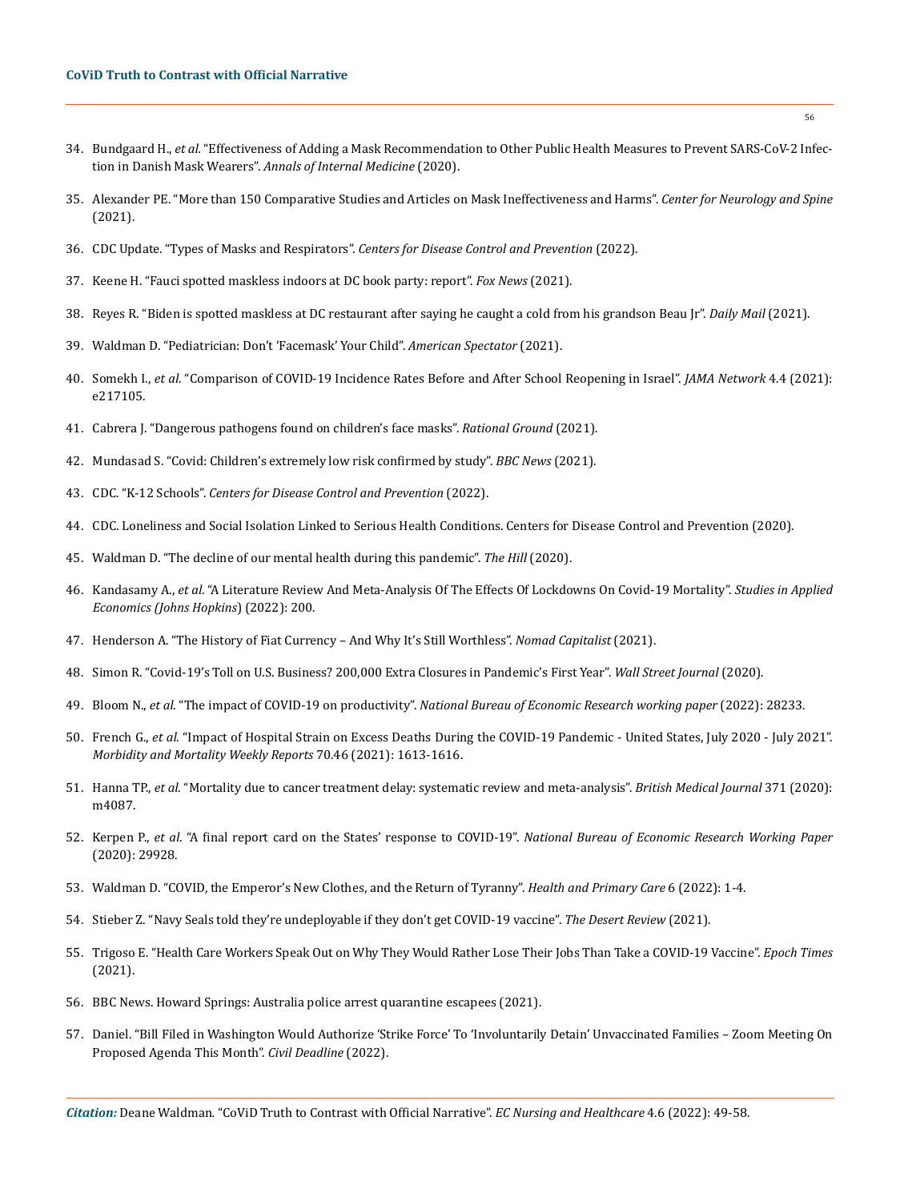34. Bundgaard H., *et al.* "Effectiveness of Adding a Mask Recommendation to Other Public Health Measures to Prevent SARS-CoV-2 Infection in Danish Mask Wearers". *Annals of Internal Medicine* (2020).
35. Alexander PE. "More than 150 Comparative Studies and Articles on Mask Ineffectiveness and Harms". *Center for Neurology and Spine* (2021).
36. CDC Update. "Types of Masks and Respirators". *Centers for Disease Control and Prevention* (2022).
37. Keene H. "Fauci spotted maskless indoors at DC book party: report". *Fox News* (2021).
38. Reyes R. "Biden is spotted maskless at DC restaurant after saying he caught a cold from his grandson Beau Jr". *Daily Mail* (2021).
39. Waldman D. "Pediatrician: Don't 'Facemask' Your Child". *American Spectator* (2021).
40. Somekh I., *et al.* "Comparison of COVID-19 Incidence Rates Before and After School Reopening in Israel". *JAMA Network* 4.4 (2021): e217105.
41. Cabrera J. "Dangerous pathogens found on children's face masks". *Rational Ground* (2021).
42. Mundasad S. "Covid: Children's extremely low risk confirmed by study". *BBC News* (2021).
43. CDC. "K-12 Schools". *Centers for Disease Control and Prevention* (2022).
44. CDC. Loneliness and Social Isolation Linked to Serious Health Conditions. Centers for Disease Control and Prevention (2020).
45. Waldman D. "The decline of our mental health during this pandemic". *The Hill* (2020).
46. Kandasamy A., *et al.* "A Literature Review And Meta-Analysis Of The Effects Of Lockdowns On Covid-19 Mortality". *Studies in Applied Economics (Johns Hopkins)* (2022): 200.
47. Henderson A. "The History of Fiat Currency – And Why It's Still Worthless". *Nomad Capitalist* (2021).
48. Simon R. "Covid-19's Toll on U.S. Business? 200,000 Extra Closures in Pandemic's First Year". *Wall Street Journal* (2020).
49. Bloom N., *et al.* "The impact of COVID-19 on productivity". *National Bureau of Economic Research working paper* (2022): 28233.
50. French G., *et al.* "Impact of Hospital Strain on Excess Deaths During the COVID-19 Pandemic - United States, July 2020 - July 2021". *Morbidity and Mortality Weekly Reports* 70.46 (2021): 1613-1616.
51. Hanna TP., *et al.* "Mortality due to cancer treatment delay: systematic review and meta-analysis". *British Medical Journal* 371 (2020): m4087.
52. Kerpen P., *et al.* "A final report card on the States' response to COVID-19". *National Bureau of Economic Research Working Paper* (2020): 29928.
53. Waldman D. "COVID, the Emperor's New Clothes, and the Return of Tyranny". *Health and Primary Care* 6 (2022): 1-4.
54. Stieber Z. "Navy Seals told they're undeployable if they don't get COVID-19 vaccine". *The Desert Review* (2021).
55. Trigoso E. "Health Care Workers Speak Out on Why They Would Rather Lose Their Jobs Than Take a COVID-19 Vaccine". *Epoch Times* (2021).
56. BBC News. Howard Springs: Australia police arrest quarantine escapees (2021).
57. Daniel. "Bill Filed in Washington Would Authorize 'Strike Force' To 'Involuntarily Detain' Unvaccinated Families – Zoom Meeting On Proposed Agenda This Month". *Civil Deadline* (2022).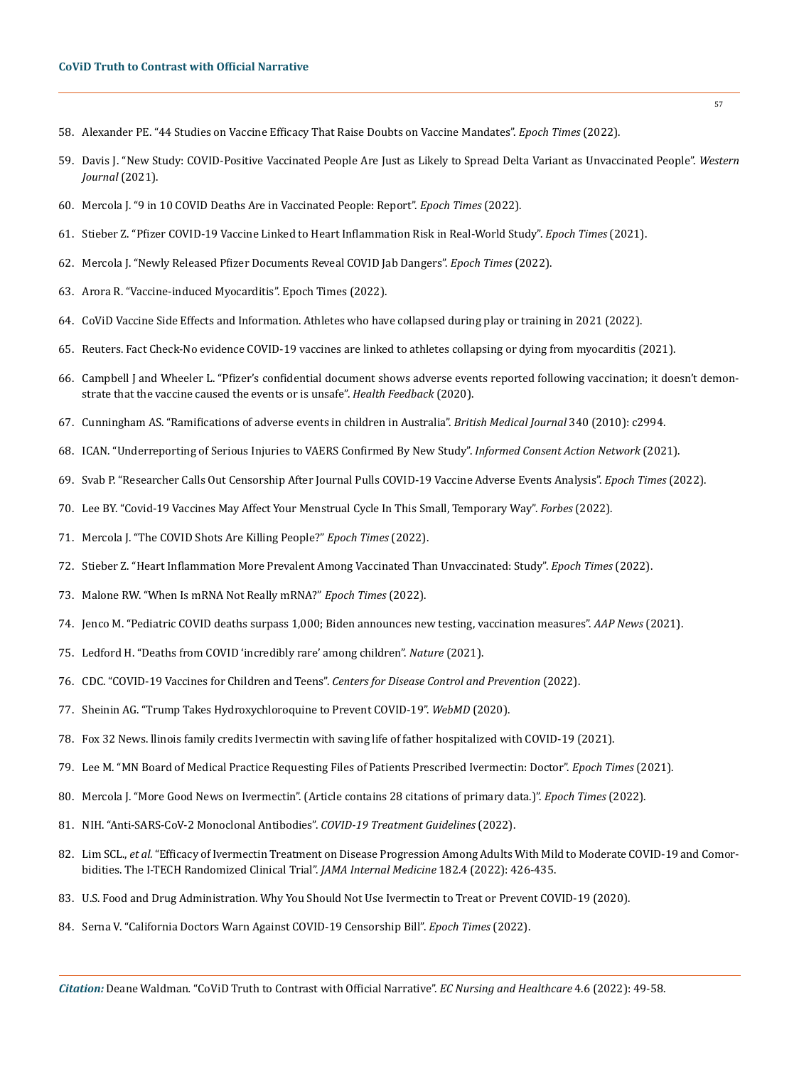58. Alexander PE. "44 Studies on Vaccine Efficacy That Raise Doubts on Vaccine Mandates". *Epoch Times* (2022).
59. Davis J. "New Study: COVID-Positive Vaccinated People Are Just as Likely to Spread Delta Variant as Unvaccinated People". *Western Journal* (2021).
60. Mercola J. "9 in 10 COVID Deaths Are in Vaccinated People: Report". *Epoch Times* (2022).
61. Stieber Z. "Pfizer COVID-19 Vaccine Linked to Heart Inflammation Risk in Real-World Study". *Epoch Times* (2021).
62. Mercola J. "Newly Released Pfizer Documents Reveal COVID Jab Dangers". *Epoch Times* (2022).
63. Arora R. "Vaccine-induced Myocarditis". Epoch Times (2022).
64. CoViD Vaccine Side Effects and Information. Athletes who have collapsed during play or training in 2021 (2022).
65. Reuters. Fact Check-No evidence COVID-19 vaccines are linked to athletes collapsing or dying from myocarditis (2021).
66. Campbell J and Wheeler L. "Pfizer's confidential document shows adverse events reported following vaccination; it doesn't demonstrate that the vaccine caused the events or is unsafe". *Health Feedback* (2020).
67. Cunningham AS. "Ramifications of adverse events in children in Australia". *British Medical Journal* 340 (2010): c2994.
68. ICAN. "Underreporting of Serious Injuries to VAERS Confirmed By New Study". *Informed Consent Action Network* (2021).
69. Svab P. "Researcher Calls Out Censorship After Journal Pulls COVID-19 Vaccine Adverse Events Analysis". *Epoch Times* (2022).
70. Lee BY. "Covid-19 Vaccines May Affect Your Menstrual Cycle In This Small, Temporary Way". *Forbes* (2022).
71. Mercola J. "The COVID Shots Are Killing People?" *Epoch Times* (2022).
72. Stieber Z. "Heart Inflammation More Prevalent Among Vaccinated Than Unvaccinated: Study". *Epoch Times* (2022).
73. Malone RW. "When Is mRNA Not Really mRNA?" *Epoch Times* (2022).
74. Jenco M. "Pediatric COVID deaths surpass 1,000; Biden announces new testing, vaccination measures". *AAP News* (2021).
75. Ledford H. "Deaths from COVID 'incredibly rare' among children". *Nature* (2021).
76. CDC. "COVID-19 Vaccines for Children and Teens". *Centers for Disease Control and Prevention* (2022).
77. Sheinin AG. "Trump Takes Hydroxychloroquine to Prevent COVID-19". *WebMD* (2020).
78. Fox 32 News. llinois family credits Ivermectin with saving life of father hospitalized with COVID-19 (2021).
79. Lee M. "MN Board of Medical Practice Requesting Files of Patients Prescribed Ivermectin: Doctor". *Epoch Times* (2021).
80. Mercola J. "More Good News on Ivermectin". (Article contains 28 citations of primary data.)". *Epoch Times* (2022).
81. NIH. "Anti-SARS-CoV-2 Monoclonal Antibodies". *COVID-19 Treatment Guidelines* (2022).
82. Lim SCL., *et al.* "Efficacy of Ivermectin Treatment on Disease Progression Among Adults With Mild to Moderate COVID-19 and Comorbidities. The I-TECH Randomized Clinical Trial". *JAMA Internal Medicine* 182.4 (2022): 426-435.
83. U.S. Food and Drug Administration. Why You Should Not Use Ivermectin to Treat or Prevent COVID-19 (2020).
84. Serna V. "California Doctors Warn Against COVID-19 Censorship Bill". *Epoch Times* (2022).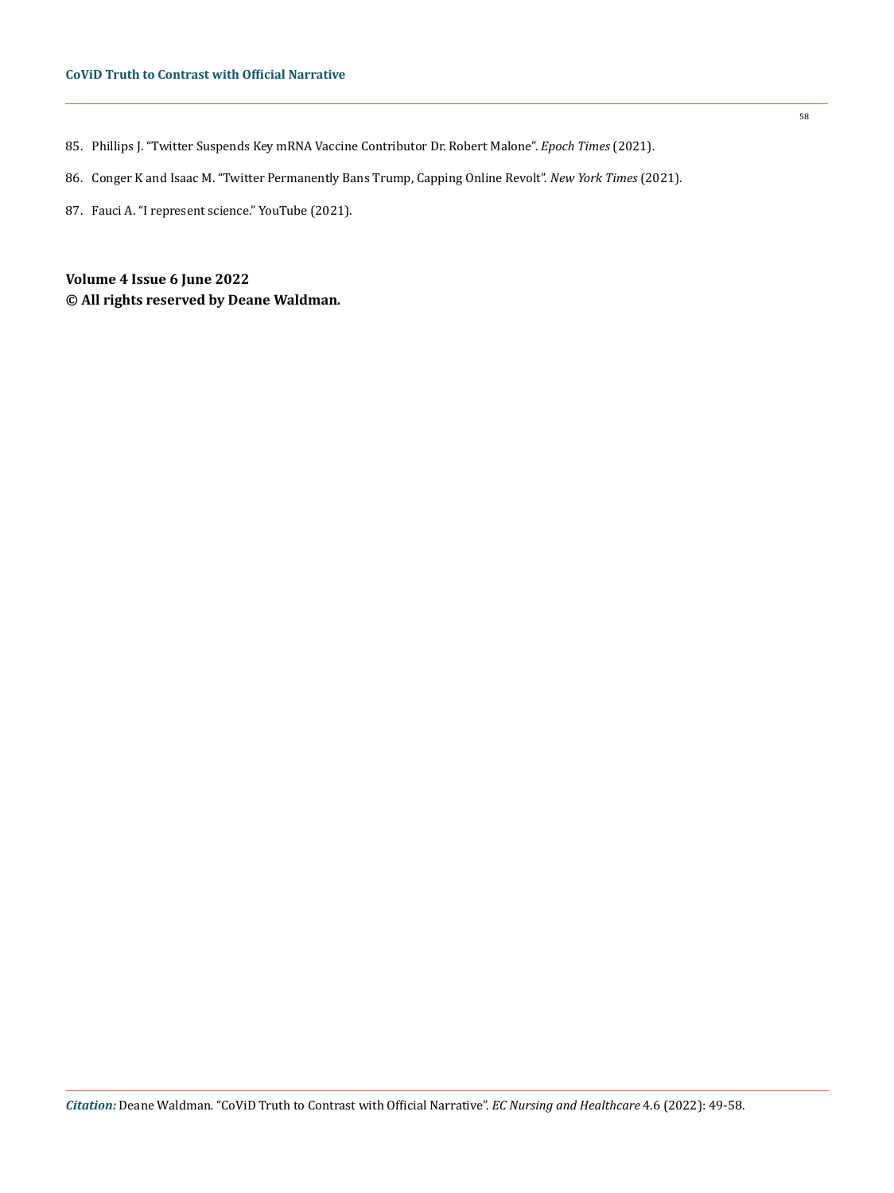85. Phillips J. "Twitter Suspends Key mRNA Vaccine Contributor Dr. Robert Malone". *Epoch Times* (2021).

86. Conger K and Isaac M. "Twitter Permanently Bans Trump, Capping Online Revolt". *New York Times* (2021).

87. Fauci A. "I represent science." YouTube (2021).

**Volume 4 Issue 6 June 2022**
**© All rights reserved by Deane Waldman.**